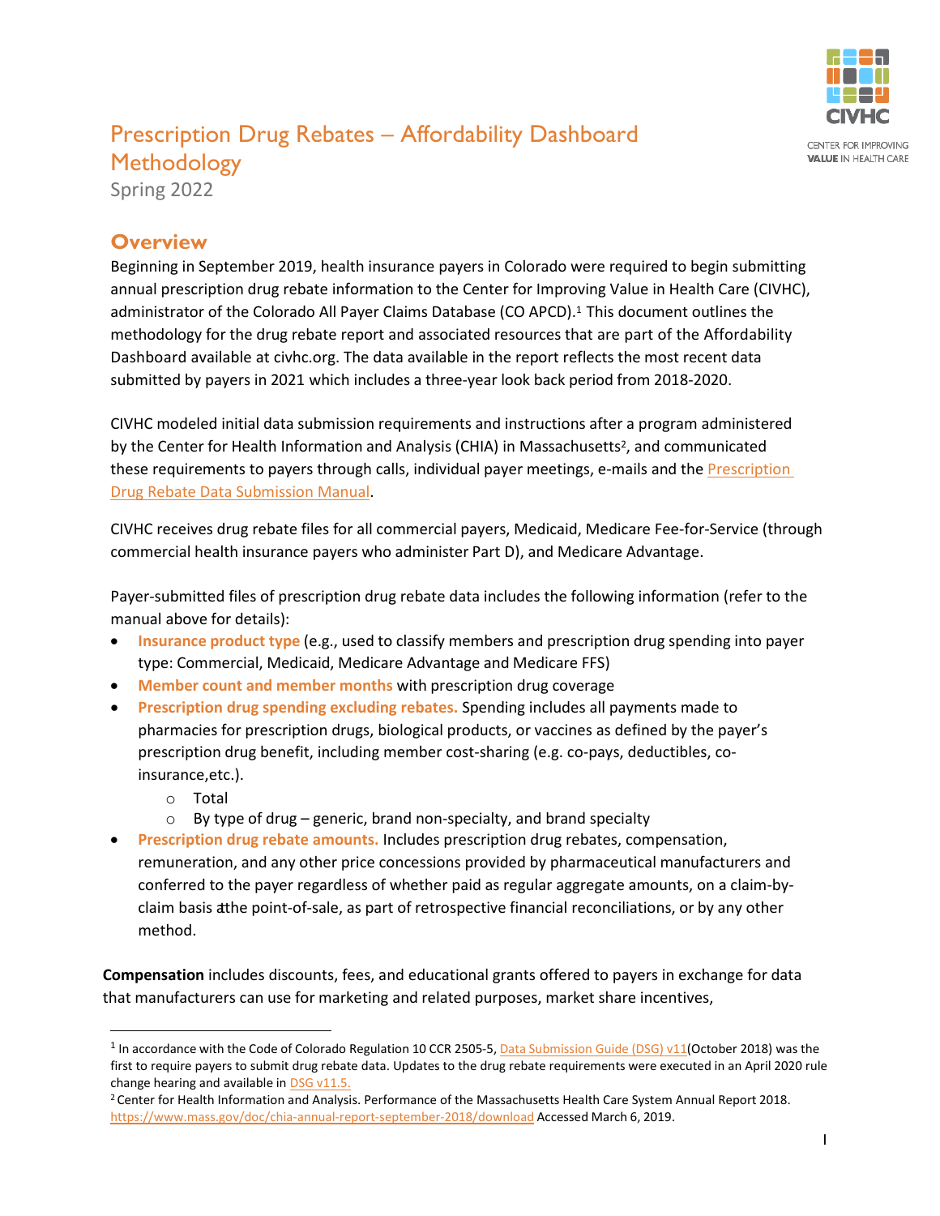# Prescription Drug Rebates – Affordability Dashboard Methodology

Spring 2022

## Overview

Beginning in September 2019, health insurance payers in Colorado were required to begin submitting annual prescription drug rebate information to the Center for Improving Value in Health Care (CIVHC), administrator of the Colorado All Payer Claims Database (CO APCD).[1] This document outlines the methodology for the drug rebate report and associated resources that are part of the Affordability Dashboard available at civhc.org. The data available in the report reflects the most recent data submitted by payers in 2021 which includes a three-year look back period from 2018-2020.

CIVHC modeled initial data submission requirements and instructions after a program administered by the Center for Health Information and Analysis (CHIA) in Massachusetts[2], and communicated these requirements to payers through calls, individual payer meetings, e-mails and the Prescription Drug Rebate Data Submission Manual.

CIVHC receives drug rebate files for all commercial payers, Medicaid, Medicare Fee-for-Service (through commercial health insurance payers who administer Part D), and Medicare Advantage.

Payer-submitted files of prescription drug rebate data includes the following information (refer to the manual above for details):

- **Insurance product type** (e.g., used to classify members and prescription drug spending into payer type: Commercial, Medicaid, Medicare Advantage and Medicare FFS)
- **Member count and member months** with prescription drug coverage
- **Prescription drug spending excluding rebates.** Spending includes all payments made to pharmacies for prescription drugs, biological products, or vaccines as defined by the payer's prescription drug benefit, including member cost-sharing (e.g. co-pays, deductibles, co-insurance,etc.).
  - Total
  - By type of drug – generic, brand non-specialty, and brand specialty
- **Prescription drug rebate amounts.** Includes prescription drug rebates, compensation, remuneration, and any other price concessions provided by pharmaceutical manufacturers and conferred to the payer regardless of whether paid as regular aggregate amounts, on a claim-by-claim basis at the point-of-sale, as part of retrospective financial reconciliations, or by any other method.

**Compensation** includes discounts, fees, and educational grants offered to payers in exchange for data that manufacturers can use for marketing and related purposes, market share incentives,

---

[1] In accordance with the Code of Colorado Regulation 10 CCR 2505-5, Data Submission Guide (DSG) v11(October 2018) was the first to require payers to submit drug rebate data. Updates to the drug rebate requirements were executed in an April 2020 rule change hearing and available in DSG v11.5.

[2] Center for Health Information and Analysis. Performance of the Massachusetts Health Care System Annual Report 2018. https://www.mass.gov/doc/chia-annual-report-september-2018/download Accessed March 6, 2019.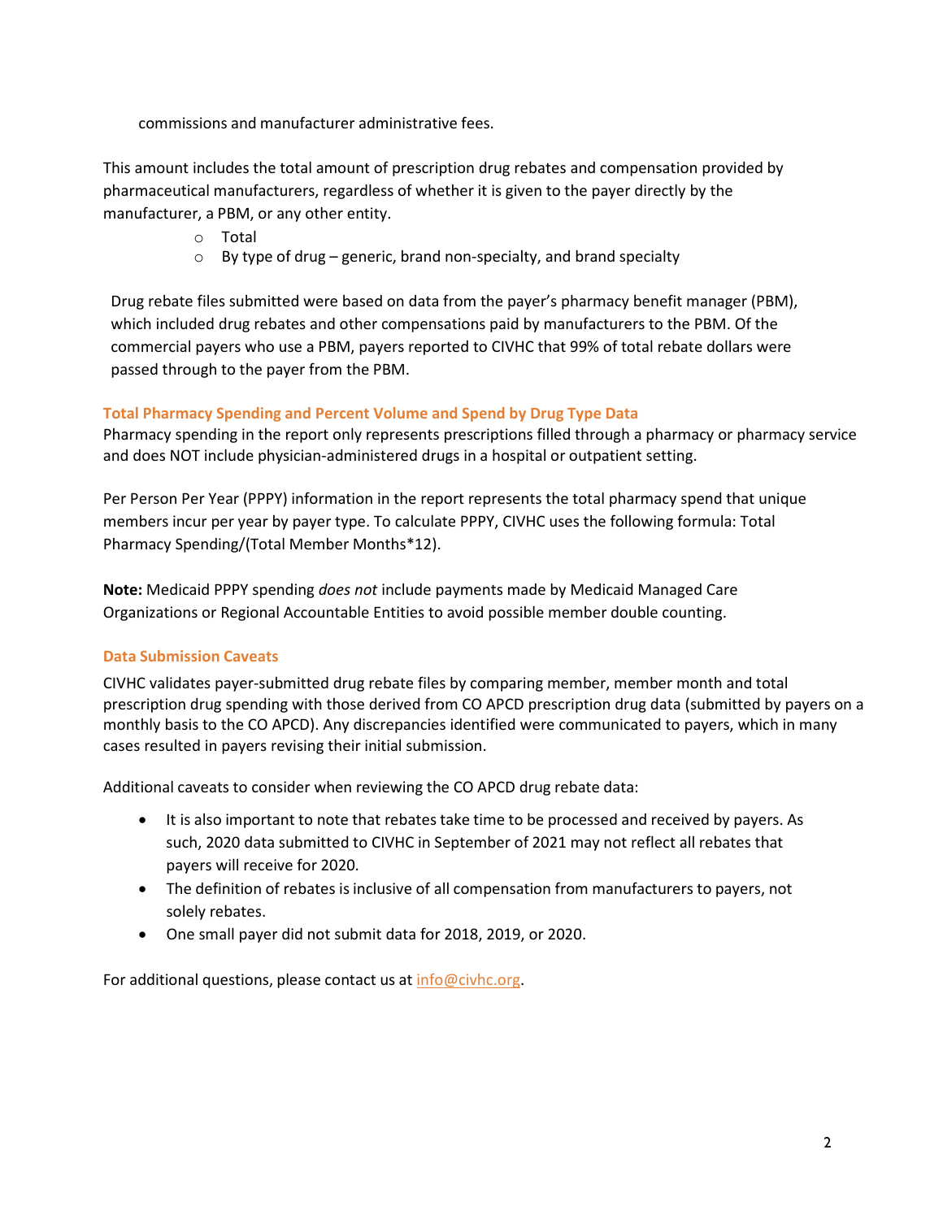commissions and manufacturer administrative fees.

This amount includes the total amount of prescription drug rebates and compensation provided by pharmaceutical manufacturers, regardless of whether it is given to the payer directly by the manufacturer, a PBM, or any other entity.

- Total
- By type of drug – generic, brand non-specialty, and brand specialty

Drug rebate files submitted were based on data from the payer's pharmacy benefit manager (PBM), which included drug rebates and other compensations paid by manufacturers to the PBM. Of the commercial payers who use a PBM, payers reported to CIVHC that 99% of total rebate dollars were passed through to the payer from the PBM.

### Total Pharmacy Spending and Percent Volume and Spend by Drug Type Data

Pharmacy spending in the report only represents prescriptions filled through a pharmacy or pharmacy service and does NOT include physician-administered drugs in a hospital or outpatient setting.

Per Person Per Year (PPPY) information in the report represents the total pharmacy spend that unique members incur per year by payer type. To calculate PPPY, CIVHC uses the following formula: Total Pharmacy Spending/(Total Member Months*12).

**Note:** Medicaid PPPY spending *does not* include payments made by Medicaid Managed Care Organizations or Regional Accountable Entities to avoid possible member double counting.

### Data Submission Caveats

CIVHC validates payer-submitted drug rebate files by comparing member, member month and total prescription drug spending with those derived from CO APCD prescription drug data (submitted by payers on a monthly basis to the CO APCD). Any discrepancies identified were communicated to payers, which in many cases resulted in payers revising their initial submission.

Additional caveats to consider when reviewing the CO APCD drug rebate data:

- It is also important to note that rebates take time to be processed and received by payers. As such, 2020 data submitted to CIVHC in September of 2021 may not reflect all rebates that payers will receive for 2020.
- The definition of rebates is inclusive of all compensation from manufacturers to payers, not solely rebates.
- One small payer did not submit data for 2018, 2019, or 2020.

For additional questions, please contact us at info@civhc.org.